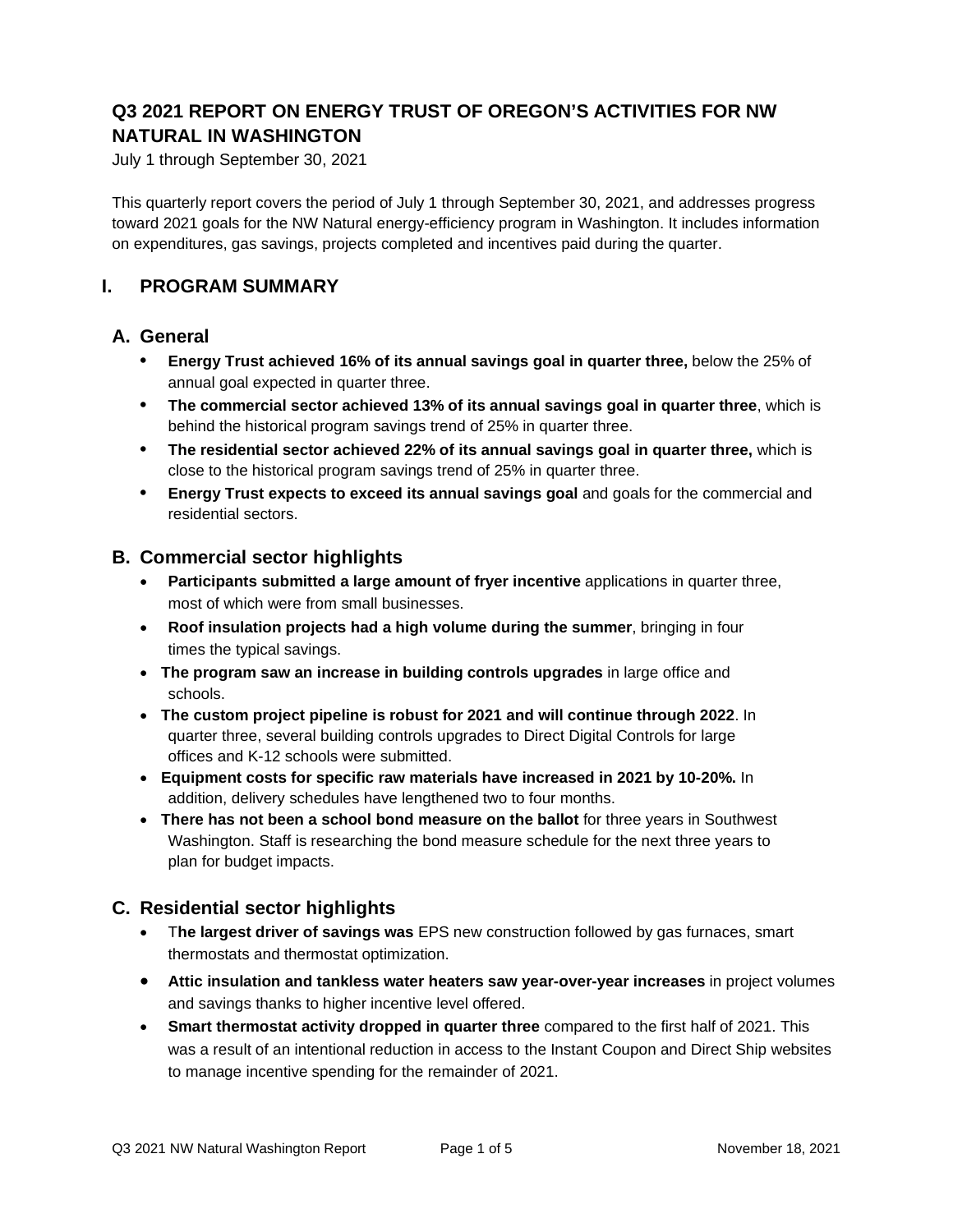# Q3 2021 REPORT ON ENERGY TRUST OF OREGON'S ACTIVITIES FOR NW NATURAL IN WASHINGTON

July 1 through September 30, 2021

This quarterly report covers the period of July 1 through September 30, 2021, and addresses progress toward 2021 goals for the NW Natural energy-efficiency program in Washington. It includes information on expenditures, gas savings, projects completed and incentives paid during the quarter.

## I. PROGRAM SUMMARY

### A. General

- **Energy Trust achieved 16% of its annual savings goal in quarter three,** below the 25% of annual goal expected in quarter three.
- **The commercial sector achieved 13% of its annual savings goal in quarter three**, which is behind the historical program savings trend of 25% in quarter three.
- **The residential sector achieved 22% of its annual savings goal in quarter three,** which is close to the historical program savings trend of 25% in quarter three.
- **Energy Trust expects to exceed its annual savings goal** and goals for the commercial and residential sectors.

### B. Commercial sector highlights

- **Participants submitted a large amount of fryer incentive** applications in quarter three, most of which were from small businesses.
- **Roof insulation projects had a high volume during the summer**, bringing in four times the typical savings.
- **The program saw an increase in building controls upgrades** in large office and schools.
- **The custom project pipeline is robust for 2021 and will continue through 2022**. In quarter three, several building controls upgrades to Direct Digital Controls for large offices and K-12 schools were submitted.
- **Equipment costs for specific raw materials have increased in 2021 by 10-20%.** In addition, delivery schedules have lengthened two to four months.
- **There has not been a school bond measure on the ballot** for three years in Southwest Washington. Staff is researching the bond measure schedule for the next three years to plan for budget impacts.

### C. Residential sector highlights

- T**he largest driver of savings was** EPS new construction followed by gas furnaces, smart thermostats and thermostat optimization.
- **Attic insulation and tankless water heaters saw year-over-year increases** in project volumes and savings thanks to higher incentive level offered.
- **Smart thermostat activity dropped in quarter three** compared to the first half of 2021. This was a result of an intentional reduction in access to the Instant Coupon and Direct Ship websites to manage incentive spending for the remainder of 2021.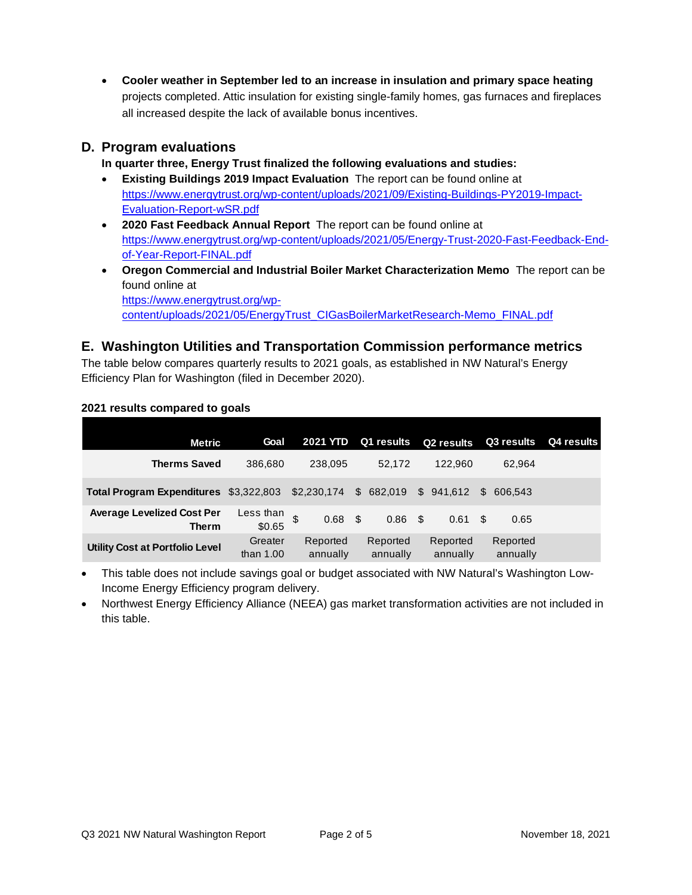- **Cooler weather in September led to an increase in insulation and primary space heating** projects completed. Attic insulation for existing single-family homes, gas furnaces and fireplaces all increased despite the lack of available bonus incentives.

## D. Program evaluations

**In quarter three, Energy Trust finalized the following evaluations and studies:**

- **Existing Buildings 2019 Impact Evaluation** The report can be found online at https://www.energytrust.org/wp-content/uploads/2021/09/Existing-Buildings-PY2019-Impact-Evaluation-Report-wSR.pdf
- **2020 Fast Feedback Annual Report** The report can be found online at https://www.energytrust.org/wp-content/uploads/2021/05/Energy-Trust-2020-Fast-Feedback-End-of-Year-Report-FINAL.pdf
- **Oregon Commercial and Industrial Boiler Market Characterization Memo** The report can be found online at https://www.energytrust.org/wp-content/uploads/2021/05/EnergyTrust_CIGasBoilerMarketResearch-Memo_FINAL.pdf

## E. Washington Utilities and Transportation Commission performance metrics

The table below compares quarterly results to 2021 goals, as established in NW Natural's Energy Efficiency Plan for Washington (filed in December 2020).

**2021 results compared to goals**

| Metric | Goal | 2021 YTD | Q1 results | Q2 results | Q3 results | Q4 results |
|---|---|---|---|---|---|---|
| **Therms Saved** | 386,680 | 238,095 | 52,172 | 122,960 | 62,964 | |
| **Total Program Expenditures** | $3,322,803 | $2,230,174 | $ 682,019 | $ 941,612 | $ 606,543 | |
| **Average Levelized Cost Per Therm** | Less than $0.65 | $ 0.68 | $ 0.86 | $ 0.61 | $ 0.65 | |
| **Utility Cost at Portfolio Level** | Greater than 1.00 | Reported annually | Reported annually | Reported annually | Reported annually | |

- This table does not include savings goal or budget associated with NW Natural's Washington Low-Income Energy Efficiency program delivery.
- Northwest Energy Efficiency Alliance (NEEA) gas market transformation activities are not included in this table.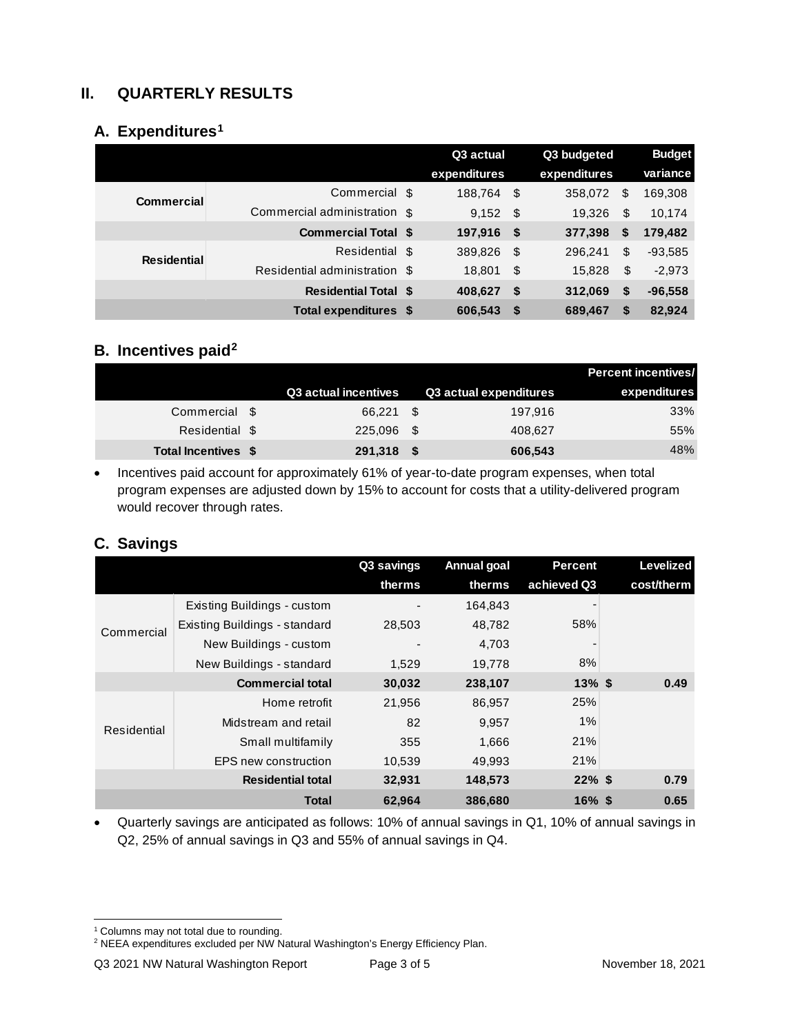## II. QUARTERLY RESULTS

### A. Expenditures[1]

| | | Q3 actual expenditures | Q3 budgeted expenditures | Budget variance |
|---|---|---|---|---|
| Commercial | Commercial | $ 188,764 | $ 358,072 | $ 169,308 |
| | Commercial administration | $ 9,152 | $ 19,326 | $ 10,174 |
| | **Commercial Total** | **$ 197,916** | **$ 377,398** | **$ 179,482** |
| Residential | Residential | $ 389,826 | $ 296,241 | $ -93,585 |
| | Residential administration | $ 18,801 | $ 15,828 | $ -2,973 |
| | **Residential Total** | **$ 408,627** | **$ 312,069** | **$ -96,558** |
| | **Total expenditures** | **$ 606,543** | **$ 689,467** | **$ 82,924** |

### B. Incentives paid[2]

| | Q3 actual incentives | Q3 actual expenditures | Percent incentives/ expenditures |
|---|---|---|---|
| Commercial | $ 66,221 | $ 197,916 | 33% |
| Residential | $ 225,096 | $ 408,627 | 55% |
| **Total Incentives** | **$ 291,318** | **$ 606,543** | 48% |

- Incentives paid account for approximately 61% of year-to-date program expenses, when total program expenses are adjusted down by 15% to account for costs that a utility-delivered program would recover through rates.

### C. Savings

| | | Q3 savings therms | Annual goal therms | Percent achieved Q3 | Levelized cost/therm |
|---|---|---|---|---|---|
| Commercial | Existing Buildings - custom | - | 164,843 | - | |
| | Existing Buildings - standard | 28,503 | 48,782 | 58% | |
| | New Buildings - custom | - | 4,703 | - | |
| | New Buildings - standard | 1,529 | 19,778 | 8% | |
| | **Commercial total** | **30,032** | **238,107** | **13%** | **$ 0.49** |
| Residential | Home retrofit | 21,956 | 86,957 | 25% | |
| | Midstream and retail | 82 | 9,957 | 1% | |
| | Small multifamily | 355 | 1,666 | 21% | |
| | EPS new construction | 10,539 | 49,993 | 21% | |
| | **Residential total** | **32,931** | **148,573** | **22%** | **$ 0.79** |
| | **Total** | **62,964** | **386,680** | **16%** | **$ 0.65** |

- Quarterly savings are anticipated as follows: 10% of annual savings in Q1, 10% of annual savings in Q2, 25% of annual savings in Q3 and 55% of annual savings in Q4.

---

[1] Columns may not total due to rounding.

[2] NEEA expenditures excluded per NW Natural Washington's Energy Efficiency Plan.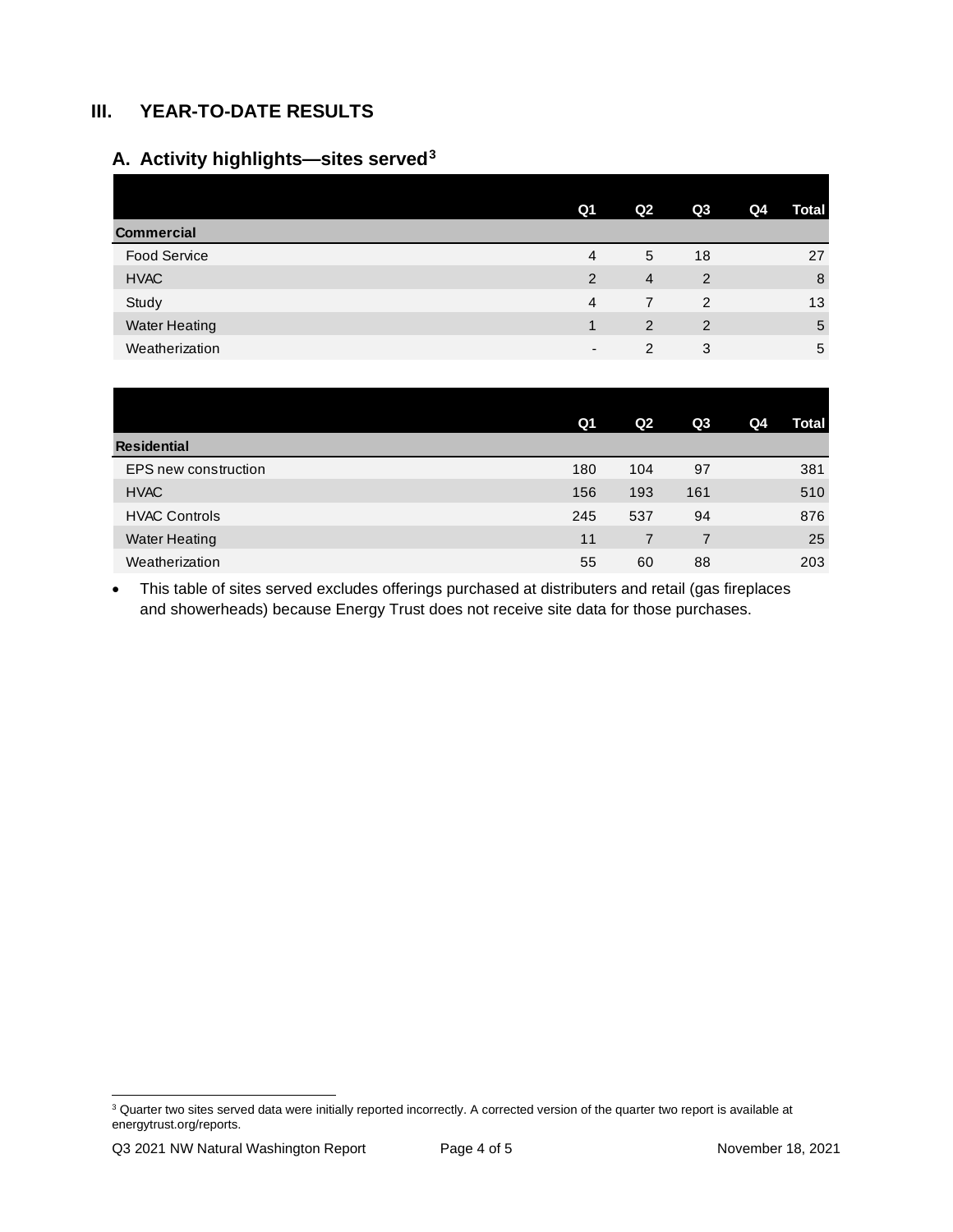## III. YEAR-TO-DATE RESULTS

### A. Activity highlights—sites served[3]

| | Q1 | Q2 | Q3 | Q4 | Total |
|---|---|---|---|---|---|
| **Commercial** | | | | | |
| Food Service | 4 | 5 | 18 | | 27 |
| HVAC | 2 | 4 | 2 | | 8 |
| Study | 4 | 7 | 2 | | 13 |
| Water Heating | 1 | 2 | 2 | | 5 |
| Weatherization | - | 2 | 3 | | 5 |

| | Q1 | Q2 | Q3 | Q4 | Total |
|---|---|---|---|---|---|
| **Residential** | | | | | |
| EPS new construction | 180 | 104 | 97 | | 381 |
| HVAC | 156 | 193 | 161 | | 510 |
| HVAC Controls | 245 | 537 | 94 | | 876 |
| Water Heating | 11 | 7 | 7 | | 25 |
| Weatherization | 55 | 60 | 88 | | 203 |

- This table of sites served excludes offerings purchased at distributers and retail (gas fireplaces and showerheads) because Energy Trust does not receive site data for those purchases.

[3] Quarter two sites served data were initially reported incorrectly. A corrected version of the quarter two report is available at energytrust.org/reports.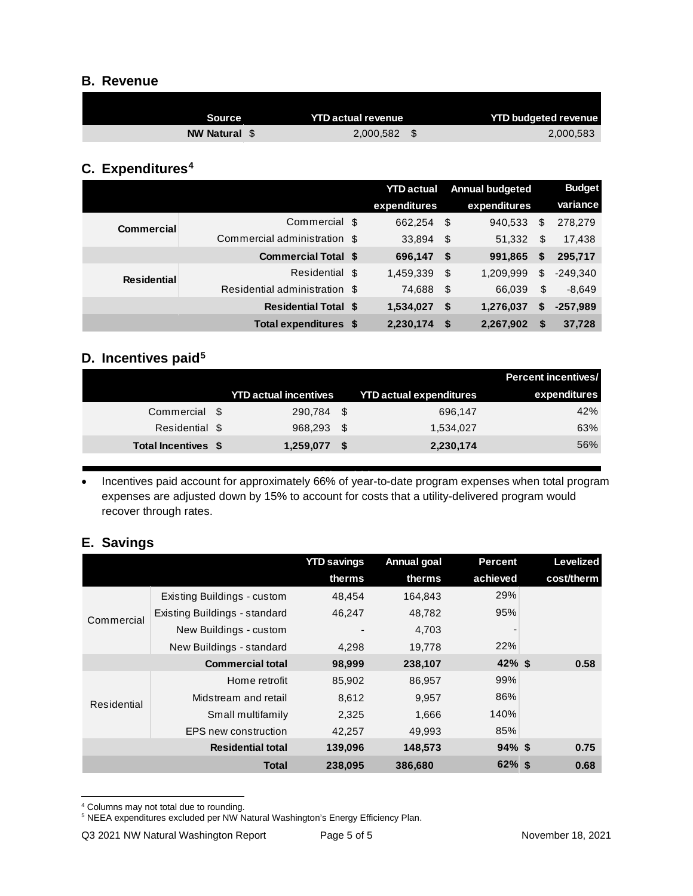## B. Revenue

| Source | | YTD actual revenue | | YTD budgeted revenue |
|---|---|---|---|---|
| **NW Natural** | $ | 2,000,582 | $ | 2,000,583 |

## C. Expenditures[4]

| | | | YTD actual expenditures | | Annual budgeted expenditures | | Budget variance |
|---|---|---|---|---|---|---|---|
| **Commercial** | Commercial | $ | 662,254 | $ | 940,533 | $ | 278,279 |
| | Commercial administration | $ | 33,894 | $ | 51,332 | $ | 17,438 |
| | **Commercial Total** | **$** | **696,147** | **$** | **991,865** | **$** | **295,717** |
| **Residential** | Residential | $ | 1,459,339 | $ | 1,209,999 | $ | -249,340 |
| | Residential administration | $ | 74,688 | $ | 66,039 | $ | -8,649 |
| | **Residential Total** | **$** | **1,534,027** | **$** | **1,276,037** | **$** | **-257,989** |
| | **Total expenditures** | **$** | **2,230,174** | **$** | **2,267,902** | **$** | **37,728** |

## D. Incentives paid[5]

| | | YTD actual incentives | | YTD actual expenditures | Percent incentives/ expenditures |
|---|---|---|---|---|---|
| Commercial | $ | 290,784 | $ | 696,147 | 42% |
| Residential | $ | 968,293 | $ | 1,534,027 | 63% |
| **Total Incentives** | **$** | **1,259,077** | **$** | **2,230,174** | 56% |

- Incentives paid account for approximately 66% of year-to-date program expenses when total program expenses are adjusted down by 15% to account for costs that a utility-delivered program would recover through rates.

## E. Savings

| | | YTD savings therms | Annual goal therms | Percent achieved | | Levelized cost/therm |
|---|---|---|---|---|---|---|
| Commercial | Existing Buildings - custom | 48,454 | 164,843 | 29% | | |
| | Existing Buildings - standard | 46,247 | 48,782 | 95% | | |
| | New Buildings - custom | - | 4,703 | - | | |
| | New Buildings - standard | 4,298 | 19,778 | 22% | | |
| | **Commercial total** | **98,999** | **238,107** | **42%** | **$** | **0.58** |
| Residential | Home retrofit | 85,902 | 86,957 | 99% | | |
| | Midstream and retail | 8,612 | 9,957 | 86% | | |
| | Small multifamily | 2,325 | 1,666 | 140% | | |
| | EPS new construction | 42,257 | 49,993 | 85% | | |
| | **Residential total** | **139,096** | **148,573** | **94%** | **$** | **0.75** |
| | **Total** | **238,095** | **386,680** | **62%** | **$** | **0.68** |

[4] Columns may not total due to rounding.

[5] NEEA expenditures excluded per NW Natural Washington's Energy Efficiency Plan.